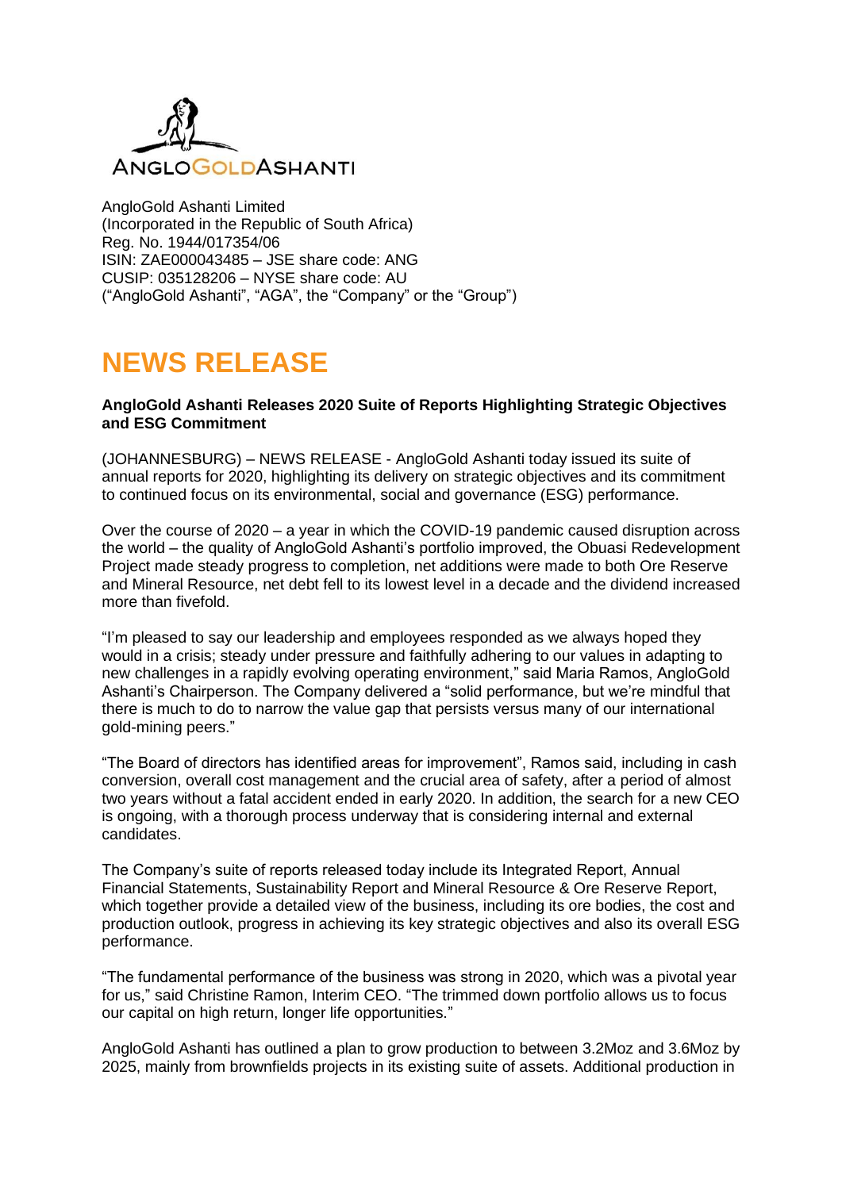ANGLOGOLDASHANTI

AngloGold Ashanti Limited
(Incorporated in the Republic of South Africa)
Reg. No. 1944/017354/06
ISIN: ZAE000043485 – JSE share code: ANG
CUSIP: 035128206 – NYSE share code: AU
("AngloGold Ashanti", "AGA", the "Company" or the "Group")

# NEWS RELEASE

**AngloGold Ashanti Releases 2020 Suite of Reports Highlighting Strategic Objectives and ESG Commitment**

(JOHANNESBURG) – NEWS RELEASE - AngloGold Ashanti today issued its suite of annual reports for 2020, highlighting its delivery on strategic objectives and its commitment to continued focus on its environmental, social and governance (ESG) performance.

Over the course of 2020 – a year in which the COVID-19 pandemic caused disruption across the world – the quality of AngloGold Ashanti's portfolio improved, the Obuasi Redevelopment Project made steady progress to completion, net additions were made to both Ore Reserve and Mineral Resource, net debt fell to its lowest level in a decade and the dividend increased more than fivefold.

"I'm pleased to say our leadership and employees responded as we always hoped they would in a crisis; steady under pressure and faithfully adhering to our values in adapting to new challenges in a rapidly evolving operating environment," said Maria Ramos, AngloGold Ashanti's Chairperson. The Company delivered a "solid performance, but we're mindful that there is much to do to narrow the value gap that persists versus many of our international gold-mining peers."

"The Board of directors has identified areas for improvement", Ramos said, including in cash conversion, overall cost management and the crucial area of safety, after a period of almost two years without a fatal accident ended in early 2020. In addition, the search for a new CEO is ongoing, with a thorough process underway that is considering internal and external candidates.

The Company's suite of reports released today include its Integrated Report, Annual Financial Statements, Sustainability Report and Mineral Resource & Ore Reserve Report, which together provide a detailed view of the business, including its ore bodies, the cost and production outlook, progress in achieving its key strategic objectives and also its overall ESG performance.

"The fundamental performance of the business was strong in 2020, which was a pivotal year for us," said Christine Ramon, Interim CEO. "The trimmed down portfolio allows us to focus our capital on high return, longer life opportunities."

AngloGold Ashanti has outlined a plan to grow production to between 3.2Moz and 3.6Moz by 2025, mainly from brownfields projects in its existing suite of assets. Additional production in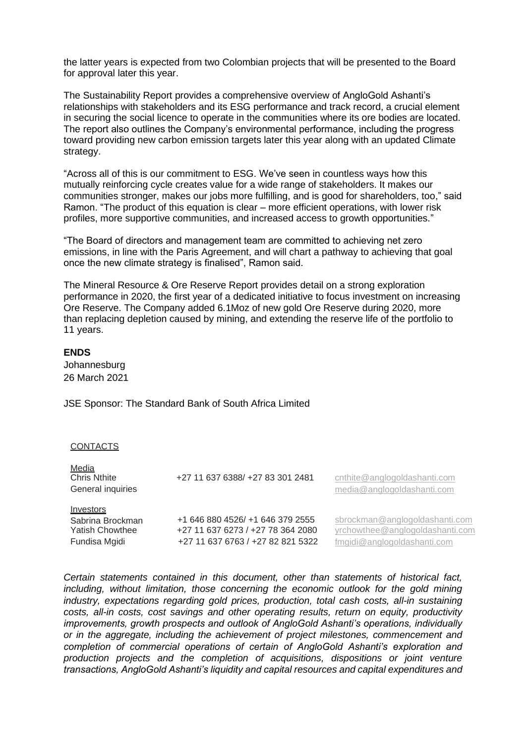the latter years is expected from two Colombian projects that will be presented to the Board for approval later this year.

The Sustainability Report provides a comprehensive overview of AngloGold Ashanti's relationships with stakeholders and its ESG performance and track record, a crucial element in securing the social licence to operate in the communities where its ore bodies are located. The report also outlines the Company's environmental performance, including the progress toward providing new carbon emission targets later this year along with an updated Climate strategy.

"Across all of this is our commitment to ESG. We've seen in countless ways how this mutually reinforcing cycle creates value for a wide range of stakeholders. It makes our communities stronger, makes our jobs more fulfilling, and is good for shareholders, too," said Ramon. "The product of this equation is clear – more efficient operations, with lower risk profiles, more supportive communities, and increased access to growth opportunities."

"The Board of directors and management team are committed to achieving net zero emissions, in line with the Paris Agreement, and will chart a pathway to achieving that goal once the new climate strategy is finalised", Ramon said.

The Mineral Resource & Ore Reserve Report provides detail on a strong exploration performance in 2020, the first year of a dedicated initiative to focus investment on increasing Ore Reserve. The Company added 6.1Moz of new gold Ore Reserve during 2020, more than replacing depletion caused by mining, and extending the reserve life of the portfolio to 11 years.

**ENDS**

Johannesburg
26 March 2021

JSE Sponsor: The Standard Bank of South Africa Limited

CONTACTS

| | | |
|---|---|---|
| Media | | |
| Chris Nthite | +27 11 637 6388/ +27 83 301 2481 | cnthite@anglogoldashanti.com |
| General inquiries | | media@anglogoldashanti.com |
| Investors | | |
| Sabrina Brockman | +1 646 880 4526/ +1 646 379 2555 | sbrockman@anglogoldashanti.com |
| Yatish Chowthee | +27 11 637 6273 / +27 78 364 2080 | yrchowthee@anglogoldashanti.com |
| Fundisa Mgidi | +27 11 637 6763 / +27 82 821 5322 | fmgidi@anglogoldashanti.com |

*Certain statements contained in this document, other than statements of historical fact, including, without limitation, those concerning the economic outlook for the gold mining industry, expectations regarding gold prices, production, total cash costs, all-in sustaining costs, all-in costs, cost savings and other operating results, return on equity, productivity improvements, growth prospects and outlook of AngloGold Ashanti's operations, individually or in the aggregate, including the achievement of project milestones, commencement and completion of commercial operations of certain of AngloGold Ashanti's exploration and production projects and the completion of acquisitions, dispositions or joint venture transactions, AngloGold Ashanti's liquidity and capital resources and capital expenditures and*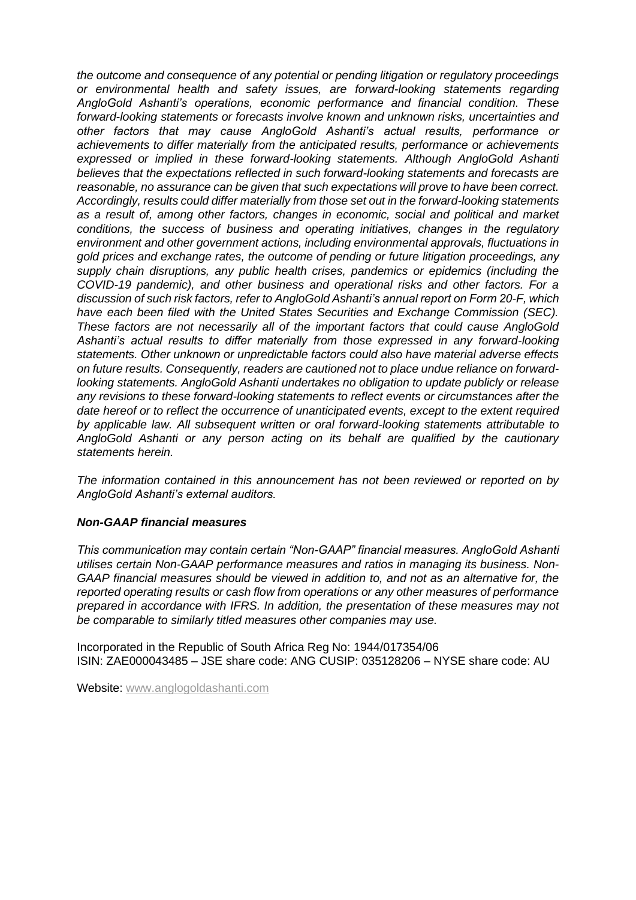*the outcome and consequence of any potential or pending litigation or regulatory proceedings or environmental health and safety issues, are forward-looking statements regarding AngloGold Ashanti's operations, economic performance and financial condition. These forward-looking statements or forecasts involve known and unknown risks, uncertainties and other factors that may cause AngloGold Ashanti's actual results, performance or achievements to differ materially from the anticipated results, performance or achievements expressed or implied in these forward-looking statements. Although AngloGold Ashanti believes that the expectations reflected in such forward-looking statements and forecasts are reasonable, no assurance can be given that such expectations will prove to have been correct. Accordingly, results could differ materially from those set out in the forward-looking statements as a result of, among other factors, changes in economic, social and political and market conditions, the success of business and operating initiatives, changes in the regulatory environment and other government actions, including environmental approvals, fluctuations in gold prices and exchange rates, the outcome of pending or future litigation proceedings, any supply chain disruptions, any public health crises, pandemics or epidemics (including the COVID-19 pandemic), and other business and operational risks and other factors. For a discussion of such risk factors, refer to AngloGold Ashanti's annual report on Form 20-F, which have each been filed with the United States Securities and Exchange Commission (SEC). These factors are not necessarily all of the important factors that could cause AngloGold Ashanti's actual results to differ materially from those expressed in any forward-looking statements. Other unknown or unpredictable factors could also have material adverse effects on future results. Consequently, readers are cautioned not to place undue reliance on forward-looking statements. AngloGold Ashanti undertakes no obligation to update publicly or release any revisions to these forward-looking statements to reflect events or circumstances after the date hereof or to reflect the occurrence of unanticipated events, except to the extent required by applicable law. All subsequent written or oral forward-looking statements attributable to AngloGold Ashanti or any person acting on its behalf are qualified by the cautionary statements herein.*

*The information contained in this announcement has not been reviewed or reported on by AngloGold Ashanti's external auditors.*

***Non-GAAP financial measures***

*This communication may contain certain "Non-GAAP" financial measures. AngloGold Ashanti utilises certain Non-GAAP performance measures and ratios in managing its business. Non-GAAP financial measures should be viewed in addition to, and not as an alternative for, the reported operating results or cash flow from operations or any other measures of performance prepared in accordance with IFRS. In addition, the presentation of these measures may not be comparable to similarly titled measures other companies may use.*

Incorporated in the Republic of South Africa Reg No: 1944/017354/06
ISIN: ZAE000043485 – JSE share code: ANG CUSIP: 035128206 – NYSE share code: AU

Website: www.anglogoldashanti.com